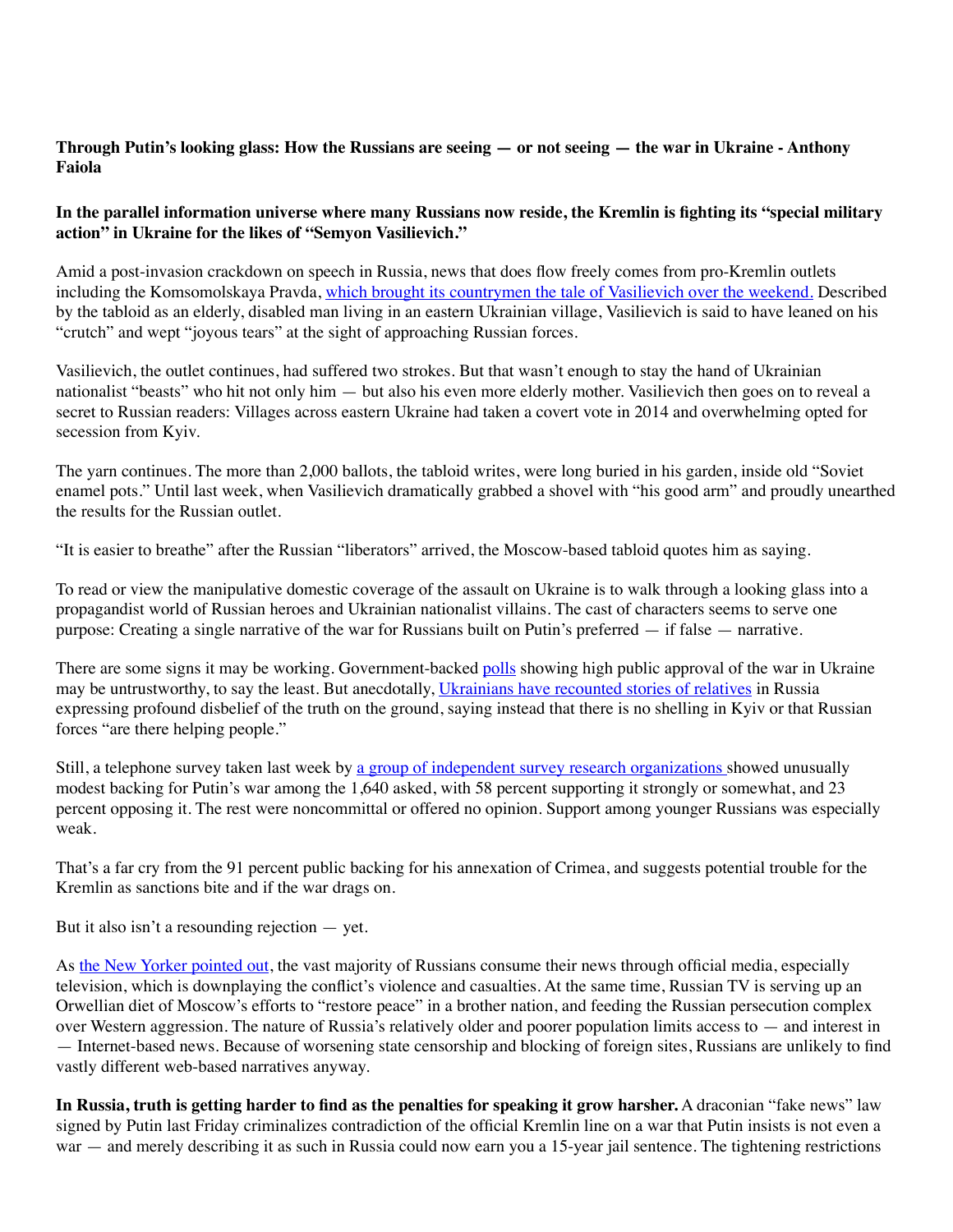**Through Putin's looking glass: How the Russians are seeing — or not seeing — the war in Ukraine - Anthony Faiola**

**In the parallel information universe where many Russians now reside, the Kremlin is fighting its "special military action" in Ukraine for the likes of "Semyon Vasilievich."**

Amid a post-invasion crackdown on speech in Russia, news that does flow freely comes from pro-Kremlin outlets including the Komsomolskaya Pravda, [which brought its countrymen the tale of Vasilievich over the weekend.]() Described by the tabloid as an elderly, disabled man living in an eastern Ukrainian village, Vasilievich is said to have leaned on his "crutch" and wept "joyous tears" at the sight of approaching Russian forces.

Vasilievich, the outlet continues, had suffered two strokes. But that wasn't enough to stay the hand of Ukrainian nationalist "beasts" who hit not only him — but also his even more elderly mother. Vasilievich then goes on to reveal a secret to Russian readers: Villages across eastern Ukraine had taken a covert vote in 2014 and overwhelming opted for secession from Kyiv.

The yarn continues. The more than 2,000 ballots, the tabloid writes, were long buried in his garden, inside old "Soviet enamel pots." Until last week, when Vasilievich dramatically grabbed a shovel with "his good arm" and proudly unearthed the results for the Russian outlet.

"It is easier to breathe" after the Russian "liberators" arrived, the Moscow-based tabloid quotes him as saying.

To read or view the manipulative domestic coverage of the assault on Ukraine is to walk through a looking glass into a propagandist world of Russian heroes and Ukrainian nationalist villains. The cast of characters seems to serve one purpose: Creating a single narrative of the war for Russians built on Putin's preferred — if false — narrative.

There are some signs it may be working. Government-backed [polls]() showing high public approval of the war in Ukraine may be untrustworthy, to say the least. But anecdotally, [Ukrainians have recounted stories of relatives]() in Russia expressing profound disbelief of the truth on the ground, saying instead that there is no shelling in Kyiv or that Russian forces "are there helping people."

Still, a telephone survey taken last week by [a group of independent survey research organizations]() showed unusually modest backing for Putin's war among the 1,640 asked, with 58 percent supporting it strongly or somewhat, and 23 percent opposing it. The rest were noncommittal or offered no opinion. Support among younger Russians was especially weak.

That's a far cry from the 91 percent public backing for his annexation of Crimea, and suggests potential trouble for the Kremlin as sanctions bite and if the war drags on.

But it also isn't a resounding rejection — yet.

As [the New Yorker pointed out](), the vast majority of Russians consume their news through official media, especially television, which is downplaying the conflict's violence and casualties. At the same time, Russian TV is serving up an Orwellian diet of Moscow's efforts to "restore peace" in a brother nation, and feeding the Russian persecution complex over Western aggression. The nature of Russia's relatively older and poorer population limits access to — and interest in — Internet-based news. Because of worsening state censorship and blocking of foreign sites, Russians are unlikely to find vastly different web-based narratives anyway.

**In Russia, truth is getting harder to find as the penalties for speaking it grow harsher.** A draconian "fake news" law signed by Putin last Friday criminalizes contradiction of the official Kremlin line on a war that Putin insists is not even a war — and merely describing it as such in Russia could now earn you a 15-year jail sentence. The tightening restrictions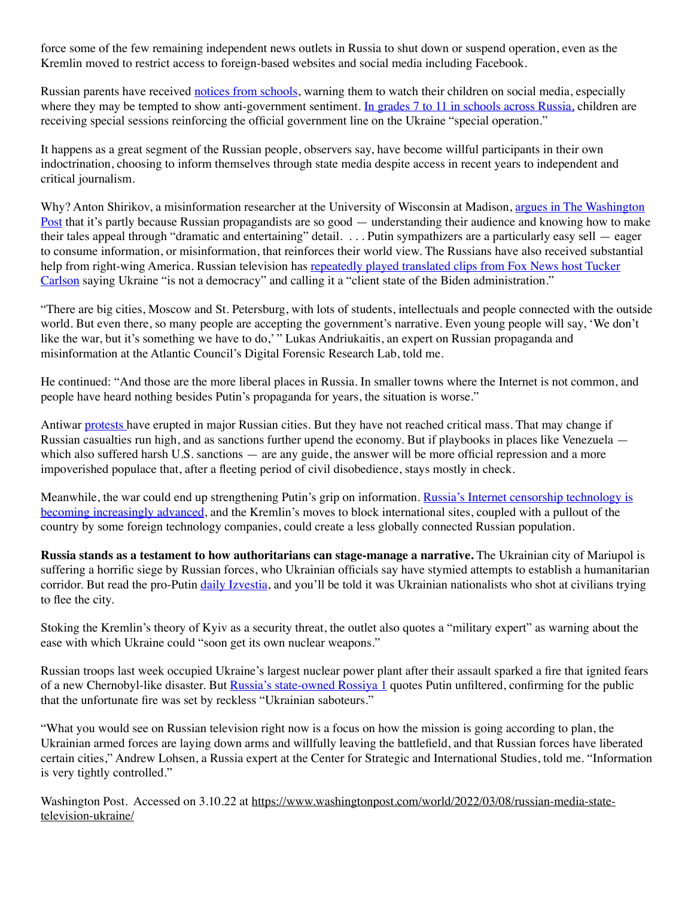force some of the few remaining independent news outlets in Russia to shut down or suspend operation, even as the Kremlin moved to restrict access to foreign-based websites and social media including Facebook.

Russian parents have received notices from schools, warning them to watch their children on social media, especially where they may be tempted to show anti-government sentiment. In grades 7 to 11 in schools across Russia, children are receiving special sessions reinforcing the official government line on the Ukraine "special operation."

It happens as a great segment of the Russian people, observers say, have become willful participants in their own indoctrination, choosing to inform themselves through state media despite access in recent years to independent and critical journalism.

Why? Anton Shirikov, a misinformation researcher at the University of Wisconsin at Madison, argues in The Washington Post that it's partly because Russian propagandists are so good — understanding their audience and knowing how to make their tales appeal through "dramatic and entertaining" detail. . . . Putin sympathizers are a particularly easy sell — eager to consume information, or misinformation, that reinforces their world view. The Russians have also received substantial help from right-wing America. Russian television has repeatedly played translated clips from Fox News host Tucker Carlson saying Ukraine "is not a democracy" and calling it a "client state of the Biden administration."

"There are big cities, Moscow and St. Petersburg, with lots of students, intellectuals and people connected with the outside world. But even there, so many people are accepting the government's narrative. Even young people will say, 'We don't like the war, but it's something we have to do,' " Lukas Andriukaitis, an expert on Russian propaganda and misinformation at the Atlantic Council's Digital Forensic Research Lab, told me.

He continued: "And those are the more liberal places in Russia. In smaller towns where the Internet is not common, and people have heard nothing besides Putin's propaganda for years, the situation is worse."

Antiwar protests have erupted in major Russian cities. But they have not reached critical mass. That may change if Russian casualties run high, and as sanctions further upend the economy. But if playbooks in places like Venezuela — which also suffered harsh U.S. sanctions — are any guide, the answer will be more official repression and a more impoverished populace that, after a fleeting period of civil disobedience, stays mostly in check.

Meanwhile, the war could end up strengthening Putin's grip on information. Russia's Internet censorship technology is becoming increasingly advanced, and the Kremlin's moves to block international sites, coupled with a pullout of the country by some foreign technology companies, could create a less globally connected Russian population.

**Russia stands as a testament to how authoritarians can stage-manage a narrative.** The Ukrainian city of Mariupol is suffering a horrific siege by Russian forces, who Ukrainian officials say have stymied attempts to establish a humanitarian corridor. But read the pro-Putin daily Izvestia, and you'll be told it was Ukrainian nationalists who shot at civilians trying to flee the city.

Stoking the Kremlin's theory of Kyiv as a security threat, the outlet also quotes a "military expert" as warning about the ease with which Ukraine could "soon get its own nuclear weapons."

Russian troops last week occupied Ukraine's largest nuclear power plant after their assault sparked a fire that ignited fears of a new Chernobyl-like disaster. But Russia's state-owned Rossiya 1 quotes Putin unfiltered, confirming for the public that the unfortunate fire was set by reckless "Ukrainian saboteurs."

"What you would see on Russian television right now is a focus on how the mission is going according to plan, the Ukrainian armed forces are laying down arms and willfully leaving the battlefield, and that Russian forces have liberated certain cities," Andrew Lohsen, a Russia expert at the Center for Strategic and International Studies, told me. "Information is very tightly controlled."

Washington Post. Accessed on 3.10.22 at https://www.washingtonpost.com/world/2022/03/08/russian-media-state-television-ukraine/